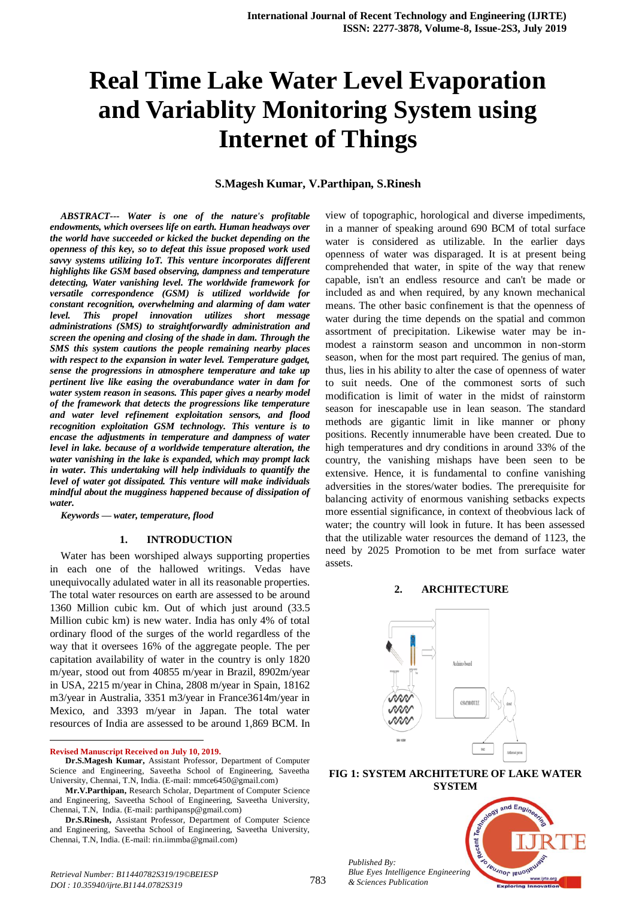# Real Time Lake Water Level Evaporation and Variablity Monitoring System using Internet of Things

**S.Magesh Kumar, V.Parthipan, S.Rinesh**

***ABSTRACT--- Water is one of the nature's profitable endowments, which oversees life on earth. Human headways over the world have succeeded or kicked the bucket depending on the openness of this key, so to defeat this issue proposed work used savvy systems utilizing IoT. This venture incorporates different highlights like GSM based observing, dampness and temperature detecting, Water vanishing level. The worldwide framework for versatile correspondence (GSM) is utilized worldwide for constant recognition, overwhelming and alarming of dam water level. This propel innovation utilizes short message administrations (SMS) to straightforwardly administration and screen the opening and closing of the shade in dam. Through the SMS this system cautions the people remaining nearby places with respect to the expansion in water level. Temperature gadget, sense the progressions in atmosphere temperature and take up pertinent live like easing the overabundance water in dam for water system reason in seasons. This paper gives a nearby model of the framework that detects the progressions like temperature and water level refinement exploitation sensors, and flood recognition exploitation GSM technology. This venture is to encase the adjustments in temperature and dampness of water level in lake. because of a worldwide temperature alteration, the water vanishing in the lake is expanded, which may prompt lack in water. This undertaking will help individuals to quantify the level of water got dissipated. This venture will make individuals mindful about the mugginess happened because of dissipation of water.***

***Keywords — water, temperature, flood***

## 1. INTRODUCTION

Water has been worshiped always supporting properties in each one of the hallowed writings. Vedas have unequivocally adulated water in all its reasonable properties. The total water resources on earth are assessed to be around 1360 Million cubic km. Out of which just around (33.5 Million cubic km) is new water. India has only 4% of total ordinary flood of the surges of the world regardless of the way that it oversees 16% of the aggregate people. The per capitation availability of water in the country is only 1820 m/year, stood out from 40855 m/year in Brazil, 8902m/year in USA, 2215 m/year in China, 2808 m/year in Spain, 18162 m3/year in Australia, 3351 m3/year in France3614m/year in Mexico, and 3393 m/year in Japan. The total water resources of India are assessed to be around 1,869 BCM. In view of topographic, horological and diverse impediments, in a manner of speaking around 690 BCM of total surface water is considered as utilizable. In the earlier days openness of water was disparaged. It is at present being comprehended that water, in spite of the way that renew capable, isn't an endless resource and can't be made or included as and when required, by any known mechanical means. The other basic confinement is that the openness of water during the time depends on the spatial and common assortment of precipitation. Likewise water may be in-modest a rainstorm season and uncommon in non-storm season, when for the most part required. The genius of man, thus, lies in his ability to alter the case of openness of water to suit needs. One of the commonest sorts of such modification is limit of water in the midst of rainstorm season for inescapable use in lean season. The standard methods are gigantic limit in like manner or phony positions. Recently innumerable have been created. Due to high temperatures and dry conditions in around 33% of the country, the vanishing mishaps have been seen to be extensive. Hence, it is fundamental to confine vanishing adversities in the stores/water bodies. The prerequisite for balancing activity of enormous vanishing setbacks expects more essential significance, in context of theobvious lack of water; the country will look in future. It has been assessed that the utilizable water resources the demand of 1123, the need by 2025 Promotion to be met from surface water assets.

## 2. ARCHITECTURE

FIG 1: SYSTEM ARCHITETURE OF LAKE WATER SYSTEM

---

**Revised Manuscript Received on July 10, 2019.**

**Dr.S.Magesh Kumar,** Assistant Professor, Department of Computer Science and Engineering, Saveetha School of Engineering, Saveetha University, Chennai, T.N, India. (E-mail: mmce6450@gmail.com)

**Mr.V.Parthipan,** Research Scholar, Department of Computer Science and Engineering, Saveetha School of Engineering, Saveetha University, Chennai, T.N, India. (E-mail: parthipansp@gmail.com)

**Dr.S.Rinesh,** Assistant Professor, Department of Computer Science and Engineering, Saveetha School of Engineering, Saveetha University, Chennai, T.N, India. (E-mail: rin.iimmba@gmail.com)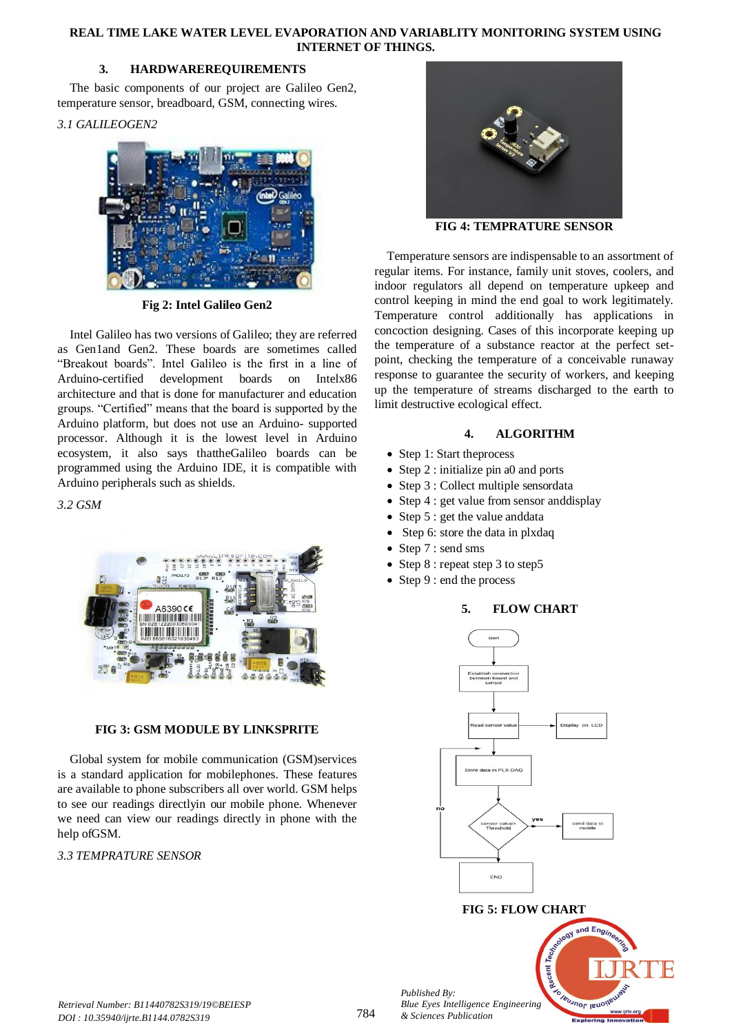## 3. HARDWAREREQUIREMENTS

The basic components of our project are Galileo Gen2, temperature sensor, breadboard, GSM, connecting wires.

### *3.1 GALILEOGEN2*

**Fig 2: Intel Galileo Gen2**

Intel Galileo has two versions of Galileo; they are referred as Gen1and Gen2. These boards are sometimes called "Breakout boards". Intel Galileo is the first in a line of Arduino-certified development boards on Intelx86 architecture and that is done for manufacturer and education groups. "Certified" means that the board is supported by the Arduino platform, but does not use an Arduino- supported processor. Although it is the lowest level in Arduino ecosystem, it also says thattheGalileo boards can be programmed using the Arduino IDE, it is compatible with Arduino peripherals such as shields.

### *3.2 GSM*

**FIG 3: GSM MODULE BY LINKSPRITE**

Global system for mobile communication (GSM)services is a standard application for mobilephones. These features are available to phone subscribers all over world. GSM helps to see our readings directlyin our mobile phone. Whenever we need can view our readings directly in phone with the help ofGSM.

### *3.3 TEMPRATURE SENSOR*

**FIG 4: TEMPRATURE SENSOR**

Temperature sensors are indispensable to an assortment of regular items. For instance, family unit stoves, coolers, and indoor regulators all depend on temperature upkeep and control keeping in mind the end goal to work legitimately. Temperature control additionally has applications in concoction designing. Cases of this incorporate keeping up the temperature of a substance reactor at the perfect set-point, checking the temperature of a conceivable runaway response to guarantee the security of workers, and keeping up the temperature of streams discharged to the earth to limit destructive ecological effect.

## 4. ALGORITHM

- Step 1: Start theprocess
- Step 2 : initialize pin a0 and ports
- Step 3 : Collect multiple sensordata
- Step 4 : get value from sensor anddisplay
- Step 5 : get the value anddata
- Step 6: store the data in plxdaq
- Step 7 : send sms
- Step 8 : repeat step 3 to step5
- Step 9 : end the process

## 5. FLOW CHART

start → Establish connection between board and sensor → Read sensor value → Display on LCD → Store data in PLX-DAQ → sensor value> Threshold → yes: send data to mobile; no → END

**FIG 5: FLOW CHART**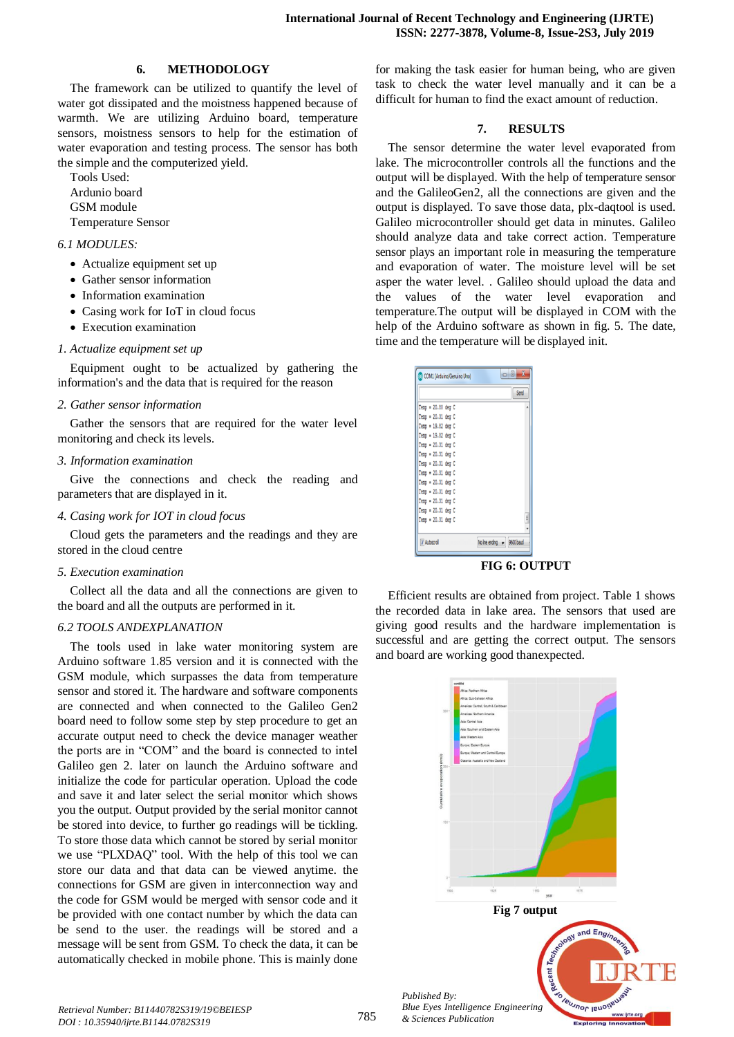## 6. METHODOLOGY

The framework can be utilized to quantify the level of water got dissipated and the moistness happened because of warmth. We are utilizing Arduino board, temperature sensors, moistness sensors to help for the estimation of water evaporation and testing process. The sensor has both the simple and the computerized yield.

Tools Used:
Ardunio board
GSM module
Temperature Sensor

### *6.1 MODULES:*

- Actualize equipment set up
- Gather sensor information
- Information examination
- Casing work for IoT in cloud focus
- Execution examination

*1. Actualize equipment set up*

Equipment ought to be actualized by gathering the information's and the data that is required for the reason

*2. Gather sensor information*

Gather the sensors that are required for the water level monitoring and check its levels.

*3. Information examination*

Give the connections and check the reading and parameters that are displayed in it.

*4. Casing work for IOT in cloud focus*

Cloud gets the parameters and the readings and they are stored in the cloud centre

*5. Execution examination*

Collect all the data and all the connections are given to the board and all the outputs are performed in it.

### *6.2 TOOLS ANDEXPLANATION*

The tools used in lake water monitoring system are Arduino software 1.85 version and it is connected with the GSM module, which surpasses the data from temperature sensor and stored it. The hardware and software components are connected and when connected to the Galileo Gen2 board need to follow some step by step procedure to get an accurate output need to check the device manager weather the ports are in "COM" and the board is connected to intel Galileo gen 2. later on launch the Arduino software and initialize the code for particular operation. Upload the code and save it and later select the serial monitor which shows you the output. Output provided by the serial monitor cannot be stored into device, to further go readings will be tickling. To store those data which cannot be stored by serial monitor we use "PLXDAQ" tool. With the help of this tool we can store our data and that data can be viewed anytime. the connections for GSM are given in interconnection way and the code for GSM would be merged with sensor code and it be provided with one contact number by which the data can be send to the user. the readings will be stored and a message will be sent from GSM. To check the data, it can be automatically checked in mobile phone. This is mainly done for making the task easier for human being, who are given task to check the water level manually and it can be a difficult for human to find the exact amount of reduction.

## 7. RESULTS

The sensor determine the water level evaporated from lake. The microcontroller controls all the functions and the output will be displayed. With the help of temperature sensor and the GalileoGen2, all the connections are given and the output is displayed. To save those data, plx-daqtool is used. Galileo microcontroller should get data in minutes. Galileo should analyze data and take correct action. Temperature sensor plays an important role in measuring the temperature and evaporation of water. The moisture level will be set asper the water level. . Galileo should upload the data and the values of the water level evaporation and temperature.The output will be displayed in COM with the help of the Arduino software as shown in fig. 5. The date, time and the temperature will be displayed init.

**FIG 6: OUTPUT**

Efficient results are obtained from project. Table 1 shows the recorded data in lake area. The sensors that used are giving good results and the hardware implementation is successful and are getting the correct output. The sensors and board are working good thanexpected.

**Fig 7 output**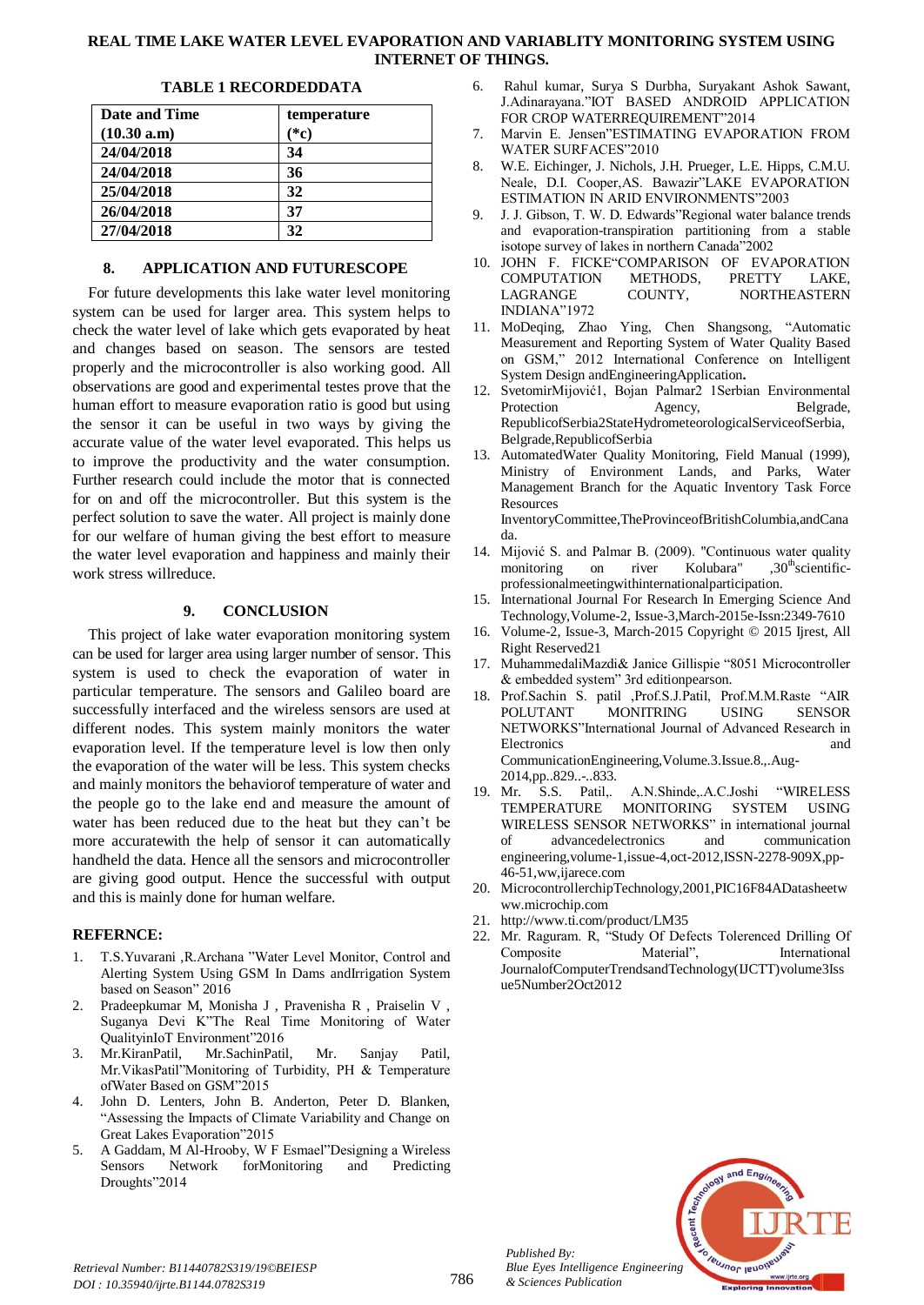**TABLE 1 RECORDEDDATA**

| Date and Time (10.30 a.m) | temperature (*c) |
|---|---|
| 24/04/2018 | 34 |
| 24/04/2018 | 36 |
| 25/04/2018 | 32 |
| 26/04/2018 | 37 |
| 27/04/2018 | 32 |

## 8. APPLICATION AND FUTURESCOPE

For future developments this lake water level monitoring system can be used for larger area. This system helps to check the water level of lake which gets evaporated by heat and changes based on season. The sensors are tested properly and the microcontroller is also working good. All observations are good and experimental testes prove that the human effort to measure evaporation ratio is good but using the sensor it can be useful in two ways by giving the accurate value of the water level evaporated. This helps us to improve the productivity and the water consumption. Further research could include the motor that is connected for on and off the microcontroller. But this system is the perfect solution to save the water. All project is mainly done for our welfare of human giving the best effort to measure the water level evaporation and happiness and mainly their work stress willreduce.

## 9. CONCLUSION

This project of lake water evaporation monitoring system can be used for larger area using larger number of sensor. This system is used to check the evaporation of water in particular temperature. The sensors and Galileo board are successfully interfaced and the wireless sensors are used at different nodes. This system mainly monitors the water evaporation level. If the temperature level is low then only the evaporation of the water will be less. This system checks and mainly monitors the behaviorof temperature of water and the people go to the lake end and measure the amount of water has been reduced due to the heat but they can't be more accuratewith the help of sensor it can automatically handheld the data. Hence all the sensors and microcontroller are giving good output. Hence the successful with output and this is mainly done for human welfare.

## REFERNCE:

1. T.S.Yuvarani ,R.Archana "Water Level Monitor, Control and Alerting System Using GSM In Dams andIrrigation System based on Season" 2016
2. Pradeepkumar M, Monisha J , Pravenisha R , Praiselin V , Suganya Devi K"The Real Time Monitoring of Water QualityinIoT Environment"2016
3. Mr.KiranPatil, Mr.SachinPatil, Mr. Sanjay Patil, Mr.VikasPatil"Monitoring of Turbidity, PH & Temperature ofWater Based on GSM"2015
4. John D. Lenters, John B. Anderton, Peter D. Blanken, "Assessing the Impacts of Climate Variability and Change on Great Lakes Evaporation"2015
5. A Gaddam, M Al-Hrooby, W F Esmael"Designing a Wireless Sensors Network forMonitoring and Predicting Droughts"2014
6. Rahul kumar, Surya S Durbha, Suryakant Ashok Sawant, J.Adinarayana."IOT BASED ANDROID APPLICATION FOR CROP WATERREQUIREMENT"2014
7. Marvin E. Jensen"ESTIMATING EVAPORATION FROM WATER SURFACES"2010
8. W.E. Eichinger, J. Nichols, J.H. Prueger, L.E. Hipps, C.M.U. Neale, D.I. Cooper,AS. Bawazir"LAKE EVAPORATION ESTIMATION IN ARID ENVIRONMENTS"2003
9. J. J. Gibson, T. W. D. Edwards"Regional water balance trends and evaporation-transpiration partitioning from a stable isotope survey of lakes in northern Canada"2002
10. JOHN F. FICKE"COMPARISON OF EVAPORATION COMPUTATION METHODS, PRETTY LAKE, LAGRANGE COUNTY, NORTHEASTERN INDIANA"1972
11. MoDeqing, Zhao Ying, Chen Shangsong, "Automatic Measurement and Reporting System of Water Quality Based on GSM," 2012 International Conference on Intelligent System Design andEngineeringApplication.
12. SvetomirMijović1, Bojan Palmar2 1Serbian Environmental Protection Agency, Belgrade, RepublicofSerbia2StateHydrometeorologicalServiceofSerbia, Belgrade,RepublicofSerbia
13. AutomatedWater Quality Monitoring, Field Manual (1999), Ministry of Environment Lands, and Parks, Water Management Branch for the Aquatic Inventory Task Force Resources InventoryCommittee,TheProvinceofBritishColumbia,andCanada.
14. Mijović S. and Palmar B. (2009). "Continuous water quality monitoring on river Kolubara" ,30th scientific-professionalmeetingwithinternationalparticipation.
15. International Journal For Research In Emerging Science And Technology,Volume-2, Issue-3,March-2015e-Issn:2349-7610
16. Volume-2, Issue-3, March-2015 Copyright © 2015 Ijrest, All Right Reserved21
17. MuhammedaliMazdi& Janice Gillispie "8051 Microcontroller & embedded system" 3rd editionpearson.
18. Prof.Sachin S. patil ,Prof.S.J.Patil, Prof.M.M.Raste "AIR POLUTANT MONITRING USING SENSOR NETWORKS"International Journal of Advanced Research in Electronics and CommunicationEngineering,Volume.3.Issue.8.,.Aug-2014,pp..829..-..833.
19. Mr. S.S. Patil,. A.N.Shinde,.A.C.Joshi "WIRELESS TEMPERATURE MONITORING SYSTEM USING WIRELESS SENSOR NETWORKS" in international journal of advancedelectronics and communication engineering,volume-1,issue-4,oct-2012,ISSN-2278-909X,pp-46-51,ww,ijarece.com
20. MicrocontrollerchipTechnology,2001,PIC16F84ADatasheetwww.microchip.com
21. http://www.ti.com/product/LM35
22. Mr. Raguram. R, "Study Of Defects Tolerenced Drilling Of Composite Material", International JournalofComputerTrendsandTechnology(IJCTT)volume3Issue5Number2Oct2012